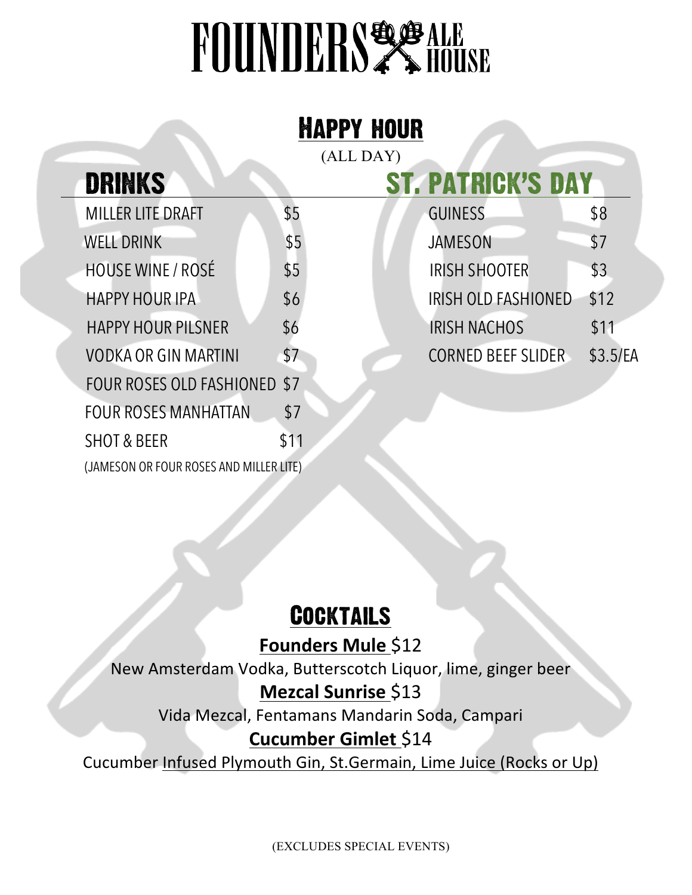# FOUNDERS ALE HOUSE

## HAPPY HOUR

(ALL DAY)

### DRINKS

| Item | Price |
|---|---|
| MILLER LITE DRAFT | $5 |
| WELL DRINK | $5 |
| HOUSE WINE / ROSÉ | $5 |
| HAPPY HOUR IPA | $6 |
| HAPPY HOUR PILSNER | $6 |
| VODKA OR GIN MARTINI | $7 |
| FOUR ROSES OLD FASHIONED | $7 |
| FOUR ROSES MANHATTAN | $7 |
| SHOT & BEER | $11 |

(JAMESON OR FOUR ROSES AND MILLER LITE)

### ST. PATRICK'S DAY

| Item | Price |
|---|---|
| GUINESS | $8 |
| JAMESON | $7 |
| IRISH SHOOTER | $3 |
| IRISH OLD FASHIONED | $12 |
| IRISH NACHOS | $11 |
| CORNED BEEF SLIDER | $3.5/EA |

## COCKTAILS

**Founders Mule** $12

New Amsterdam Vodka, Butterscotch Liquor, lime, ginger beer

**Mezcal Sunrise** $13

Vida Mezcal, Fentamans Mandarin Soda, Campari

**Cucumber Gimlet** $14

Cucumber Infused Plymouth Gin, St.Germain, Lime Juice (Rocks or Up)

(EXCLUDES SPECIAL EVENTS)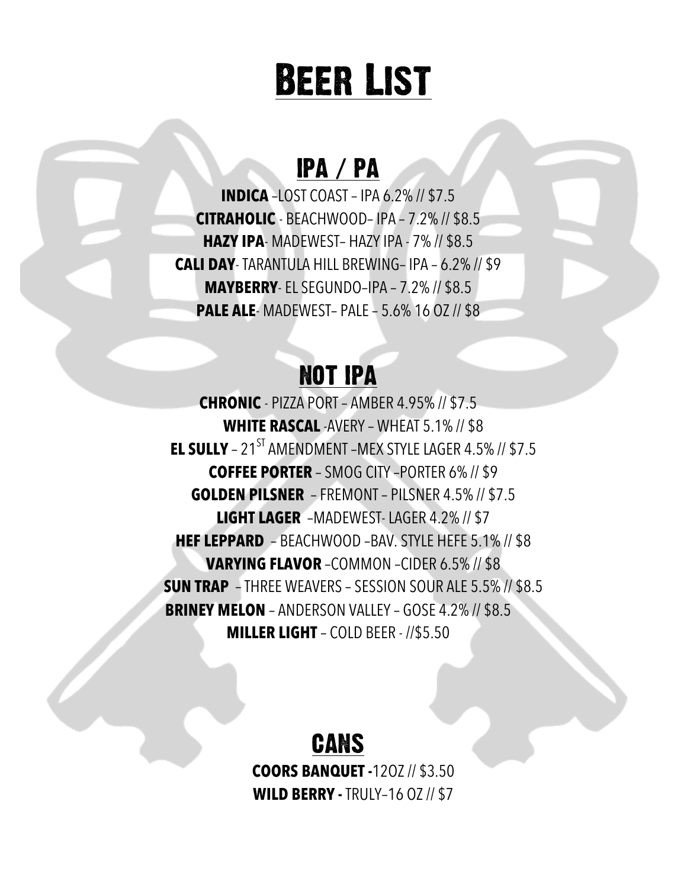# Beer List

## IPA / PA

**INDICA** –LOST COAST – IPA 6.2% // $7.5

**CITRAHOLIC** - BEACHWOOD– IPA – 7.2% // $8.5

**HAZY IPA**- MADEWEST– HAZY IPA - 7% // $8.5

**CALI DAY**- TARANTULA HILL BREWING– IPA – 6.2% // $9

**MAYBERRY**- EL SEGUNDO–IPA – 7.2% // $8.5

**PALE ALE**- MADEWEST– PALE – 5.6% 16 OZ // $8

## NOT IPA

**CHRONIC** - PIZZA PORT – AMBER 4.95% // $7.5

**WHITE RASCAL** -AVERY – WHEAT 5.1% // $8

**EL SULLY** – 21ST AMENDMENT –MEX STYLE LAGER 4.5% // $7.5

**COFFEE PORTER** – SMOG CITY –PORTER 6% // $9

**GOLDEN PILSNER** – FREMONT – PILSNER 4.5% // $7.5

**LIGHT LAGER** –MADEWEST- LAGER 4.2% // $7

**HEF LEPPARD** – BEACHWOOD –BAV. STYLE HEFE 5.1% // $8

**VARYING FLAVOR** –COMMON –CIDER 6.5% // $8

**SUN TRAP** – THREE WEAVERS – SESSION SOUR ALE 5.5% // $8.5

**BRINEY MELON** – ANDERSON VALLEY – GOSE 4.2% // $8.5

**MILLER LIGHT** – COLD BEER - //$5.50

## CANS

**COORS BANQUET -**12OZ // $3.50

**WILD BERRY -** TRULY–16 OZ // $7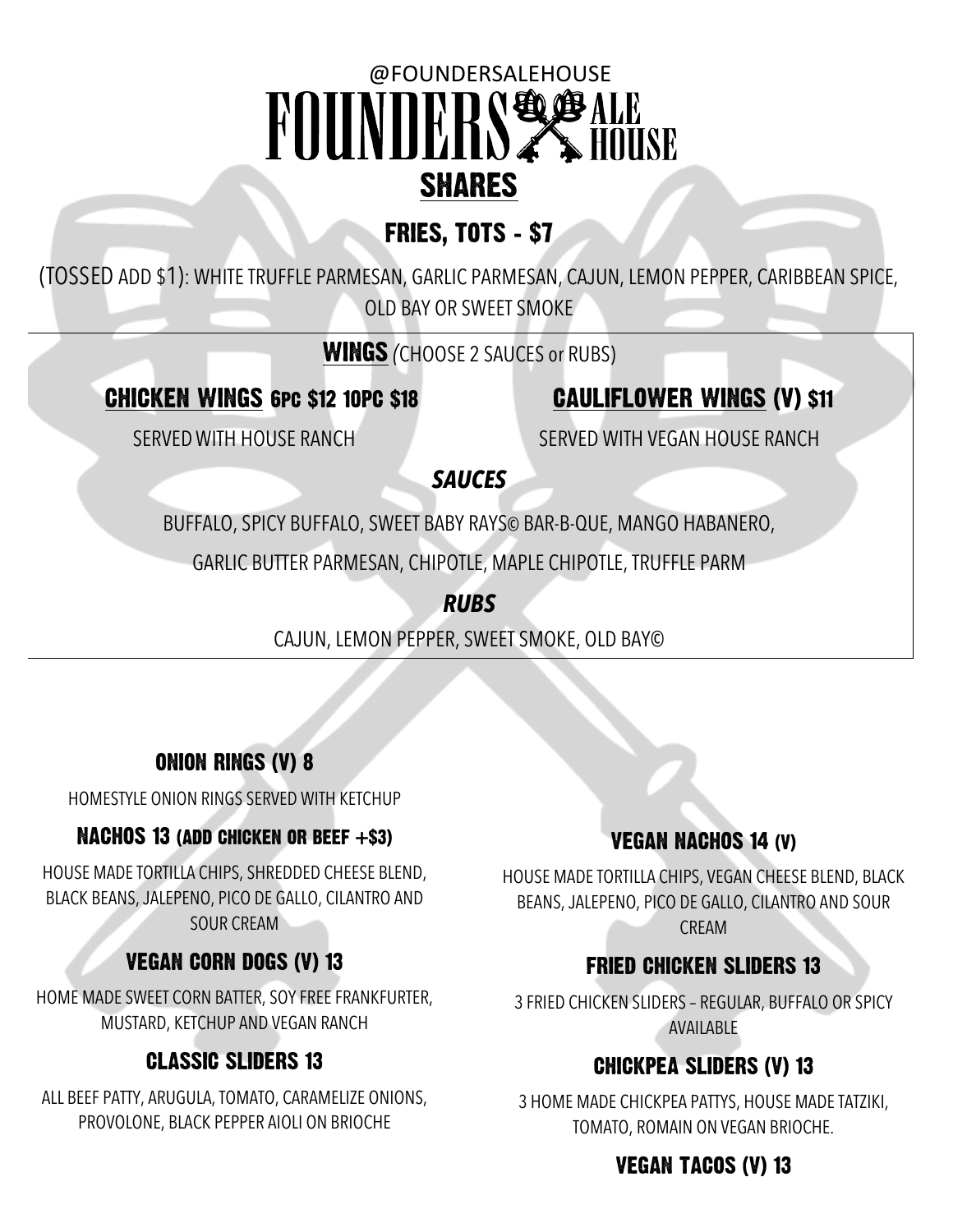@FOUNDERSALEHOUSE

# FOUNDERS ALE HOUSE

## SHARES

### FRIES, TOTS - $7

(TOSSED ADD $1): WHITE TRUFFLE PARMESAN, GARLIC PARMESAN, CAJUN, LEMON PEPPER, CARIBBEAN SPICE, OLD BAY OR SWEET SMOKE

### WINGS *(CHOOSE 2 SAUCES or RUBS)*

### CHICKEN WINGS 6PC $12 10PC $18

SERVED WITH HOUSE RANCH

### CAULIFLOWER WINGS (V) $11

SERVED WITH VEGAN HOUSE RANCH

***SAUCES***

BUFFALO, SPICY BUFFALO, SWEET BABY RAYS© BAR-B-QUE, MANGO HABANERO, GARLIC BUTTER PARMESAN, CHIPOTLE, MAPLE CHIPOTLE, TRUFFLE PARM

***RUBS***

CAJUN, LEMON PEPPER, SWEET SMOKE, OLD BAY©

### ONION RINGS (V) 8

HOMESTYLE ONION RINGS SERVED WITH KETCHUP

### NACHOS 13 (ADD CHICKEN OR BEEF +$3)

HOUSE MADE TORTILLA CHIPS, SHREDDED CHEESE BLEND, BLACK BEANS, JALEPENO, PICO DE GALLO, CILANTRO AND SOUR CREAM

### VEGAN CORN DOGS (V) 13

HOME MADE SWEET CORN BATTER, SOY FREE FRANKFURTER, MUSTARD, KETCHUP AND VEGAN RANCH

### CLASSIC SLIDERS 13

ALL BEEF PATTY, ARUGULA, TOMATO, CARAMELIZE ONIONS, PROVOLONE, BLACK PEPPER AIOLI ON BRIOCHE

### VEGAN NACHOS 14 (V)

HOUSE MADE TORTILLA CHIPS, VEGAN CHEESE BLEND, BLACK BEANS, JALEPENO, PICO DE GALLO, CILANTRO AND SOUR CREAM

### FRIED CHICKEN SLIDERS 13

3 FRIED CHICKEN SLIDERS – REGULAR, BUFFALO OR SPICY AVAILABLE

### CHICKPEA SLIDERS (V) 13

3 HOME MADE CHICKPEA PATTYS, HOUSE MADE TATZIKI, TOMATO, ROMAIN ON VEGAN BRIOCHE.

### VEGAN TACOS (V) 13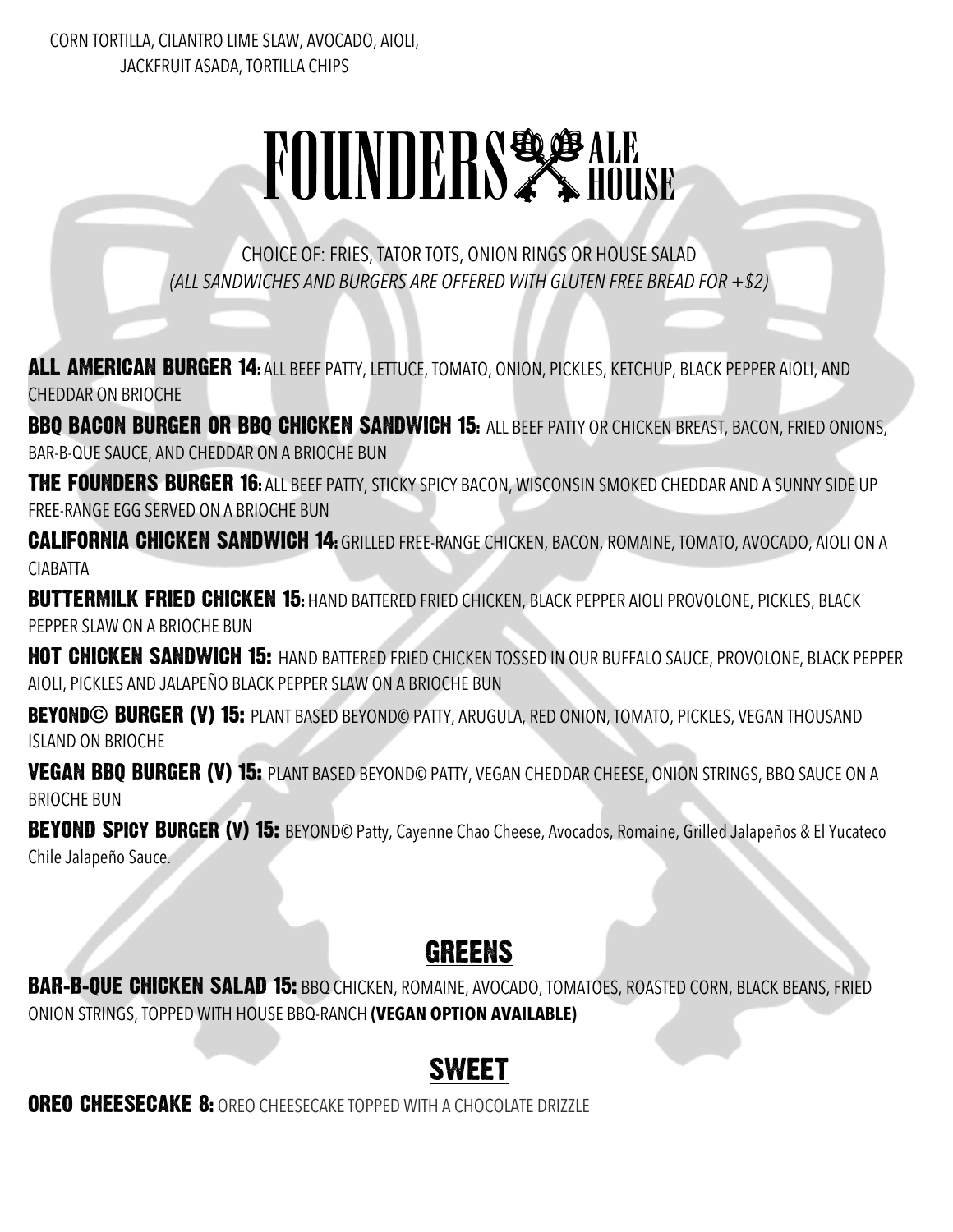CORN TORTILLA, CILANTRO LIME SLAW, AVOCADO, AIOLI, JACKFRUIT ASADA, TORTILLA CHIPS

# FOUNDERS ALE HOUSE

CHOICE OF: FRIES, TATOR TOTS, ONION RINGS OR HOUSE SALAD
*(ALL SANDWICHES AND BURGERS ARE OFFERED WITH GLUTEN FREE BREAD FOR +$2)*

**ALL AMERICAN BURGER 14:** ALL BEEF PATTY, LETTUCE, TOMATO, ONION, PICKLES, KETCHUP, BLACK PEPPER AIOLI, AND CHEDDAR ON BRIOCHE

**BBQ BACON BURGER OR BBQ CHICKEN SANDWICH 15:** ALL BEEF PATTY OR CHICKEN BREAST, BACON, FRIED ONIONS, BAR-B-QUE SAUCE, AND CHEDDAR ON A BRIOCHE BUN

**THE FOUNDERS BURGER 16:** ALL BEEF PATTY, STICKY SPICY BACON, WISCONSIN SMOKED CHEDDAR AND A SUNNY SIDE UP FREE-RANGE EGG SERVED ON A BRIOCHE BUN

**CALIFORNIA CHICKEN SANDWICH 14:** GRILLED FREE-RANGE CHICKEN, BACON, ROMAINE, TOMATO, AVOCADO, AIOLI ON A CIABATTA

**BUTTERMILK FRIED CHICKEN 15:** HAND BATTERED FRIED CHICKEN, BLACK PEPPER AIOLI PROVOLONE, PICKLES, BLACK PEPPER SLAW ON A BRIOCHE BUN

**HOT CHICKEN SANDWICH 15:** HAND BATTERED FRIED CHICKEN TOSSED IN OUR BUFFALO SAUCE, PROVOLONE, BLACK PEPPER AIOLI, PICKLES AND JALAPEÑO BLACK PEPPER SLAW ON A BRIOCHE BUN

**BEYOND© BURGER (V) 15:** PLANT BASED BEYOND© PATTY, ARUGULA, RED ONION, TOMATO, PICKLES, VEGAN THOUSAND ISLAND ON BRIOCHE

**VEGAN BBQ BURGER (V) 15:** PLANT BASED BEYOND© PATTY, VEGAN CHEDDAR CHEESE, ONION STRINGS, BBQ SAUCE ON A BRIOCHE BUN

**BEYOND Spicy Burger (V) 15:** BEYOND© Patty, Cayenne Chao Cheese, Avocados, Romaine, Grilled Jalapeños & El Yucateco Chile Jalapeño Sauce.

## GREENS

**BAR-B-QUE CHICKEN SALAD 15:** BBQ CHICKEN, ROMAINE, AVOCADO, TOMATOES, ROASTED CORN, BLACK BEANS, FRIED ONION STRINGS, TOPPED WITH HOUSE BBQ-RANCH **(VEGAN OPTION AVAILABLE)**

## SWEET

**OREO CHEESECAKE 8:** OREO CHEESECAKE TOPPED WITH A CHOCOLATE DRIZZLE